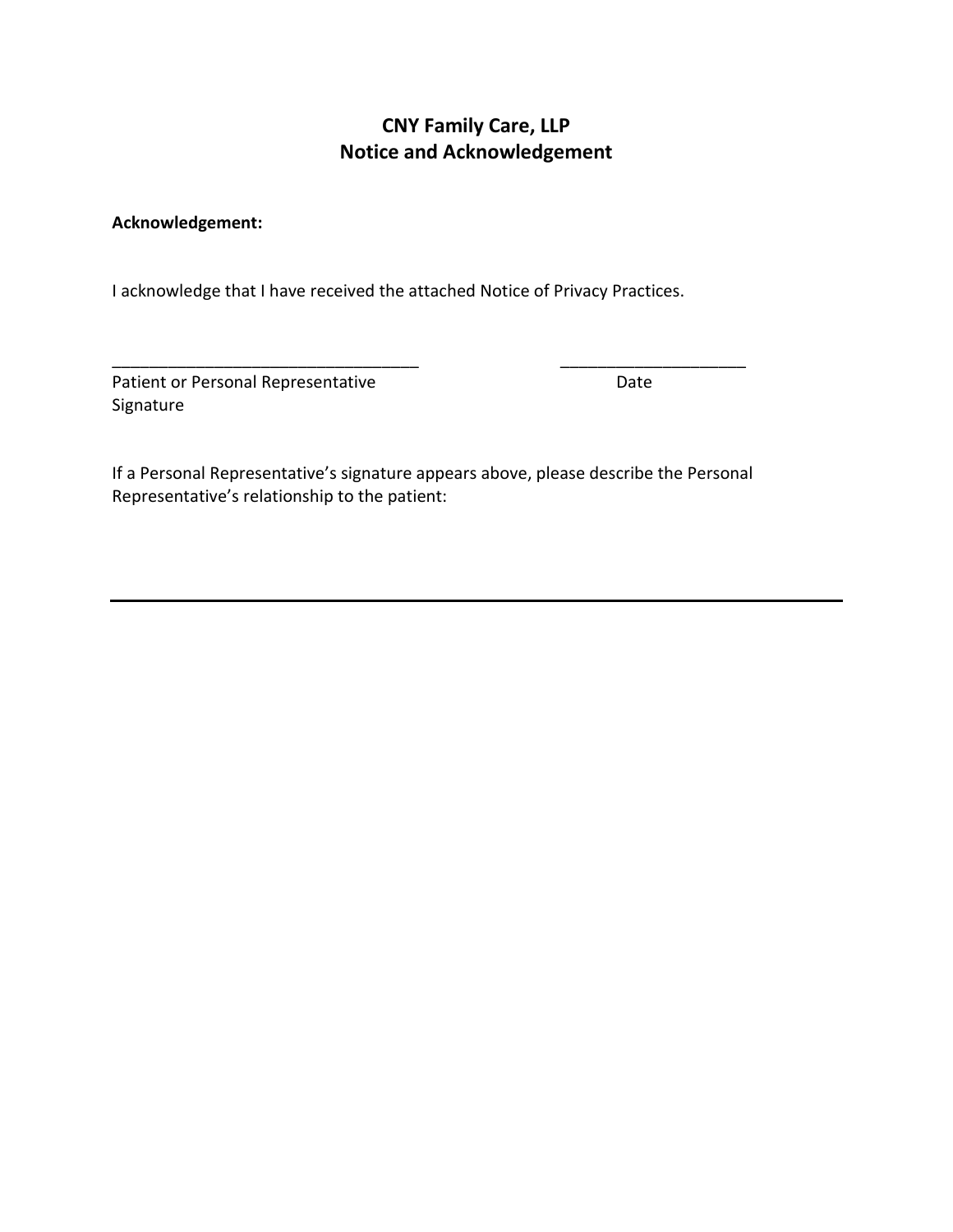# CNY Family Care, LLP
# Notice and Acknowledgement

**Acknowledgement:**

I acknowledge that I have received the attached Notice of Privacy Practices.

| | |
|---|---|
| _________________________________ | ____________________ |
| Patient or Personal Representative Signature | Date |

If a Personal Representative's signature appears above, please describe the Personal Representative's relationship to the patient:

---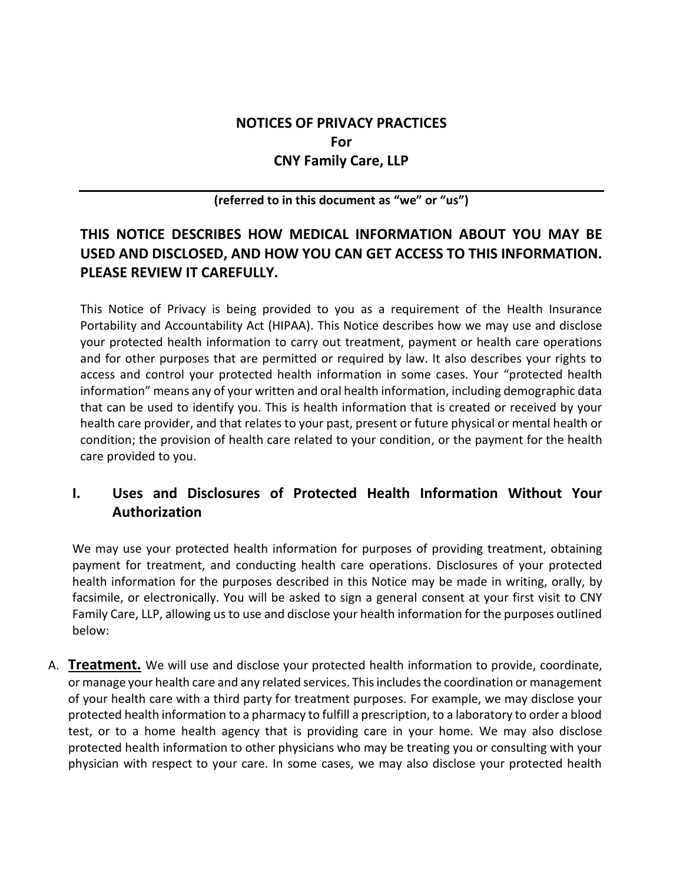**NOTICES OF PRIVACY PRACTICES**
**For**
**CNY Family Care, LLP**

---

**(referred to in this document as "we" or "us")**

## THIS NOTICE DESCRIBES HOW MEDICAL INFORMATION ABOUT YOU MAY BE USED AND DISCLOSED, AND HOW YOU CAN GET ACCESS TO THIS INFORMATION. PLEASE REVIEW IT CAREFULLY.

This Notice of Privacy is being provided to you as a requirement of the Health Insurance Portability and Accountability Act (HIPAA). This Notice describes how we may use and disclose your protected health information to carry out treatment, payment or health care operations and for other purposes that are permitted or required by law. It also describes your rights to access and control your protected health information in some cases. Your "protected health information" means any of your written and oral health information, including demographic data that can be used to identify you. This is health information that is created or received by your health care provider, and that relates to your past, present or future physical or mental health or condition; the provision of health care related to your condition, or the payment for the health care provided to you.

## I. Uses and Disclosures of Protected Health Information Without Your Authorization

We may use your protected health information for purposes of providing treatment, obtaining payment for treatment, and conducting health care operations. Disclosures of your protected health information for the purposes described in this Notice may be made in writing, orally, by facsimile, or electronically. You will be asked to sign a general consent at your first visit to CNY Family Care, LLP, allowing us to use and disclose your health information for the purposes outlined below:

A. **Treatment.** We will use and disclose your protected health information to provide, coordinate, or manage your health care and any related services. This includes the coordination or management of your health care with a third party for treatment purposes. For example, we may disclose your protected health information to a pharmacy to fulfill a prescription, to a laboratory to order a blood test, or to a home health agency that is providing care in your home. We may also disclose protected health information to other physicians who may be treating you or consulting with your physician with respect to your care. In some cases, we may also disclose your protected health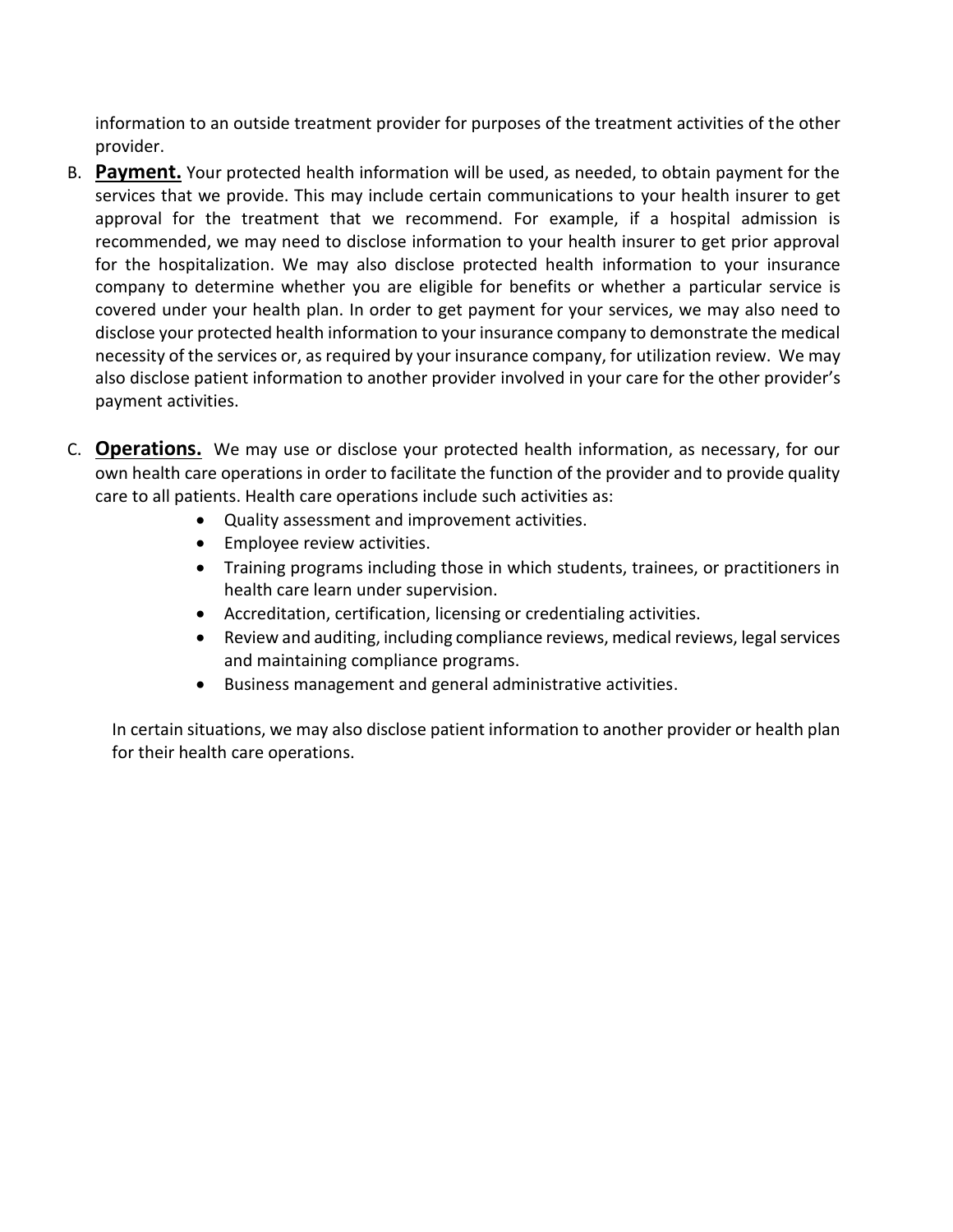information to an outside treatment provider for purposes of the treatment activities of the other provider.

B. **Payment.** Your protected health information will be used, as needed, to obtain payment for the services that we provide. This may include certain communications to your health insurer to get approval for the treatment that we recommend. For example, if a hospital admission is recommended, we may need to disclose information to your health insurer to get prior approval for the hospitalization. We may also disclose protected health information to your insurance company to determine whether you are eligible for benefits or whether a particular service is covered under your health plan. In order to get payment for your services, we may also need to disclose your protected health information to your insurance company to demonstrate the medical necessity of the services or, as required by your insurance company, for utilization review. We may also disclose patient information to another provider involved in your care for the other provider's payment activities.

C. **Operations.** We may use or disclose your protected health information, as necessary, for our own health care operations in order to facilitate the function of the provider and to provide quality care to all patients. Health care operations include such activities as:

- Quality assessment and improvement activities.
- Employee review activities.
- Training programs including those in which students, trainees, or practitioners in health care learn under supervision.
- Accreditation, certification, licensing or credentialing activities.
- Review and auditing, including compliance reviews, medical reviews, legal services and maintaining compliance programs.
- Business management and general administrative activities.

In certain situations, we may also disclose patient information to another provider or health plan for their health care operations.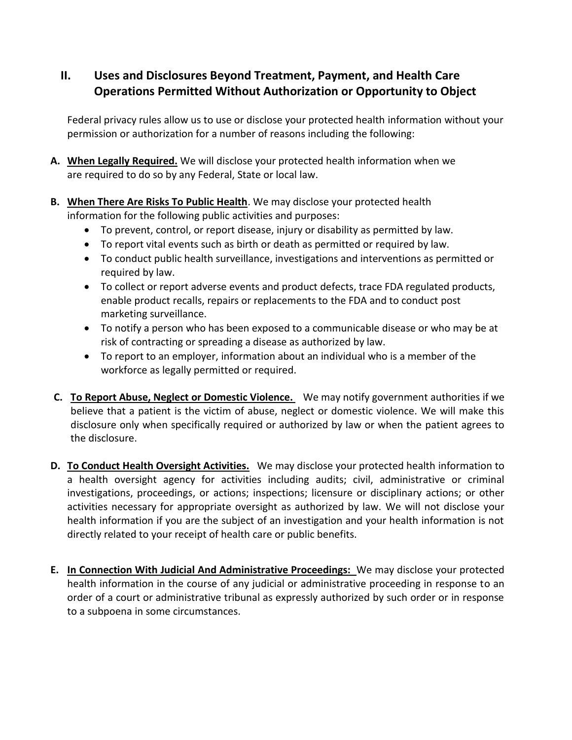## II. Uses and Disclosures Beyond Treatment, Payment, and Health Care Operations Permitted Without Authorization or Opportunity to Object

Federal privacy rules allow us to use or disclose your protected health information without your permission or authorization for a number of reasons including the following:

**A. <u>When Legally Required.</u>** We will disclose your protected health information when we are required to do so by any Federal, State or local law.

**B. <u>When There Are Risks To Public Health</u>**. We may disclose your protected health information for the following public activities and purposes:

- To prevent, control, or report disease, injury or disability as permitted by law.
- To report vital events such as birth or death as permitted or required by law.
- To conduct public health surveillance, investigations and interventions as permitted or required by law.
- To collect or report adverse events and product defects, trace FDA regulated products, enable product recalls, repairs or replacements to the FDA and to conduct post marketing surveillance.
- To notify a person who has been exposed to a communicable disease or who may be at risk of contracting or spreading a disease as authorized by law.
- To report to an employer, information about an individual who is a member of the workforce as legally permitted or required.

**C. <u>To Report Abuse, Neglect or Domestic Violence.</u>** We may notify government authorities if we believe that a patient is the victim of abuse, neglect or domestic violence. We will make this disclosure only when specifically required or authorized by law or when the patient agrees to the disclosure.

**D. <u>To Conduct Health Oversight Activities.</u>** We may disclose your protected health information to a health oversight agency for activities including audits; civil, administrative or criminal investigations, proceedings, or actions; inspections; licensure or disciplinary actions; or other activities necessary for appropriate oversight as authorized by law. We will not disclose your health information if you are the subject of an investigation and your health information is not directly related to your receipt of health care or public benefits.

**E. <u>In Connection With Judicial And Administrative Proceedings:</u>** We may disclose your protected health information in the course of any judicial or administrative proceeding in response to an order of a court or administrative tribunal as expressly authorized by such order or in response to a subpoena in some circumstances.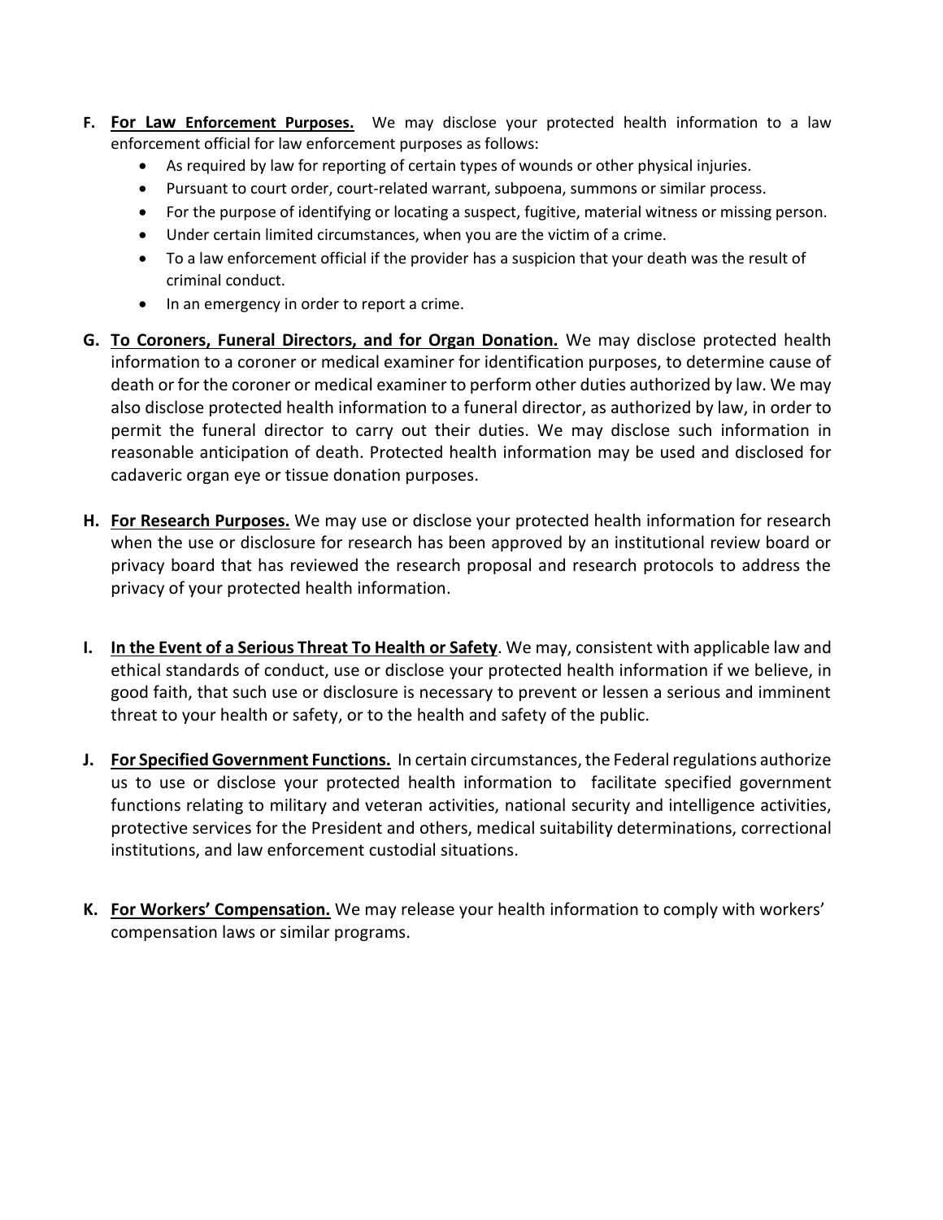**F. <u>For Law Enforcement Purposes.</u>** We may disclose your protected health information to a law enforcement official for law enforcement purposes as follows:

- As required by law for reporting of certain types of wounds or other physical injuries.
- Pursuant to court order, court-related warrant, subpoena, summons or similar process.
- For the purpose of identifying or locating a suspect, fugitive, material witness or missing person.
- Under certain limited circumstances, when you are the victim of a crime.
- To a law enforcement official if the provider has a suspicion that your death was the result of criminal conduct.
- In an emergency in order to report a crime.

**G. <u>To Coroners, Funeral Directors, and for Organ Donation.</u>** We may disclose protected health information to a coroner or medical examiner for identification purposes, to determine cause of death or for the coroner or medical examiner to perform other duties authorized by law. We may also disclose protected health information to a funeral director, as authorized by law, in order to permit the funeral director to carry out their duties. We may disclose such information in reasonable anticipation of death. Protected health information may be used and disclosed for cadaveric organ eye or tissue donation purposes.

**H. <u>For Research Purposes.</u>** We may use or disclose your protected health information for research when the use or disclosure for research has been approved by an institutional review board or privacy board that has reviewed the research proposal and research protocols to address the privacy of your protected health information.

**I. <u>In the Event of a Serious Threat To Health or Safety</u>**. We may, consistent with applicable law and ethical standards of conduct, use or disclose your protected health information if we believe, in good faith, that such use or disclosure is necessary to prevent or lessen a serious and imminent threat to your health or safety, or to the health and safety of the public.

**J. <u>For Specified Government Functions.</u>** In certain circumstances, the Federal regulations authorize us to use or disclose your protected health information to facilitate specified government functions relating to military and veteran activities, national security and intelligence activities, protective services for the President and others, medical suitability determinations, correctional institutions, and law enforcement custodial situations.

**K. <u>For Workers' Compensation.</u>** We may release your health information to comply with workers' compensation laws or similar programs.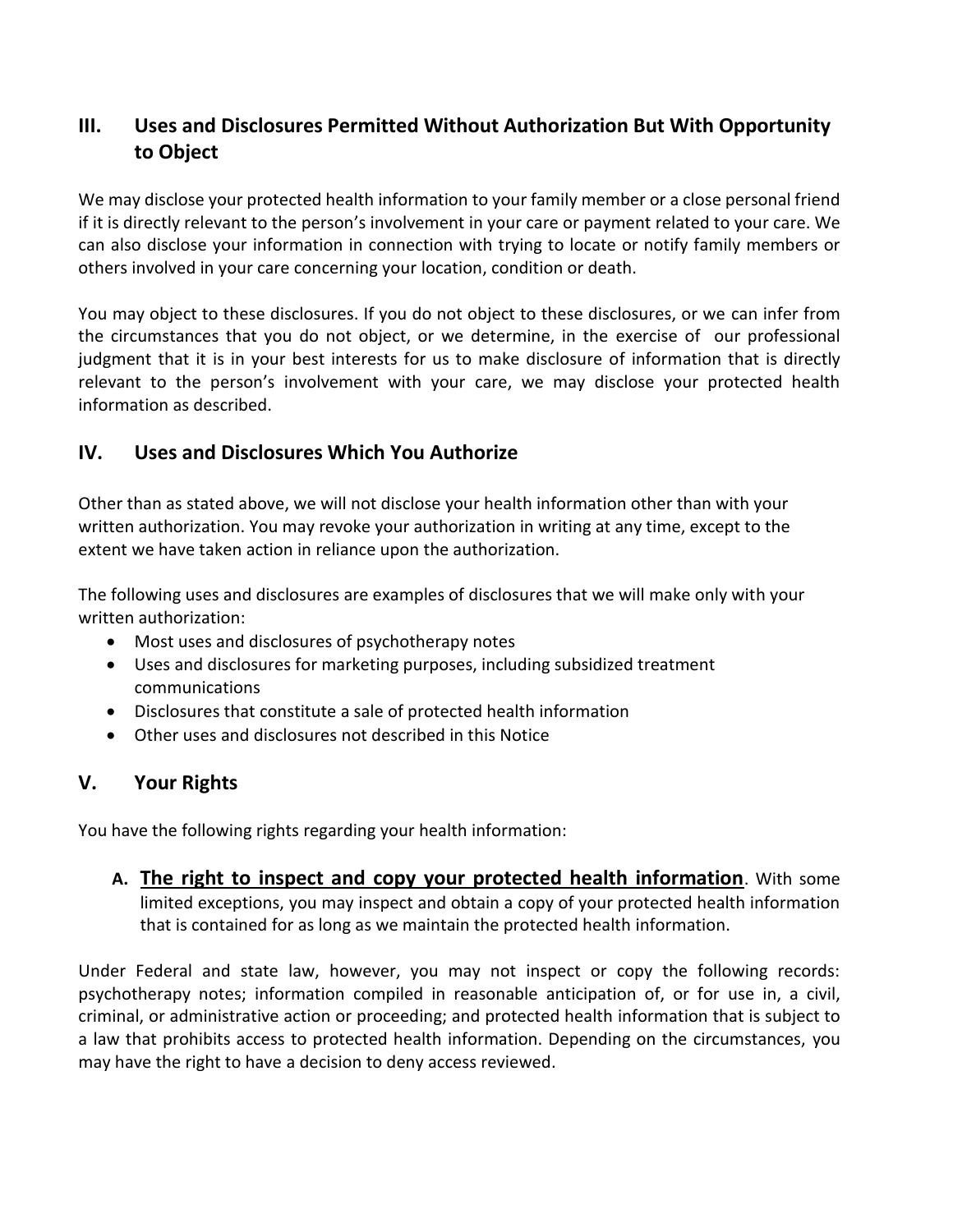## III. Uses and Disclosures Permitted Without Authorization But With Opportunity to Object

We may disclose your protected health information to your family member or a close personal friend if it is directly relevant to the person's involvement in your care or payment related to your care. We can also disclose your information in connection with trying to locate or notify family members or others involved in your care concerning your location, condition or death.

You may object to these disclosures. If you do not object to these disclosures, or we can infer from the circumstances that you do not object, or we determine, in the exercise of our professional judgment that it is in your best interests for us to make disclosure of information that is directly relevant to the person's involvement with your care, we may disclose your protected health information as described.

## IV. Uses and Disclosures Which You Authorize

Other than as stated above, we will not disclose your health information other than with your written authorization. You may revoke your authorization in writing at any time, except to the extent we have taken action in reliance upon the authorization.

The following uses and disclosures are examples of disclosures that we will make only with your written authorization:

- Most uses and disclosures of psychotherapy notes
- Uses and disclosures for marketing purposes, including subsidized treatment communications
- Disclosures that constitute a sale of protected health information
- Other uses and disclosures not described in this Notice

## V. Your Rights

You have the following rights regarding your health information:

**A. The right to inspect and copy your protected health information**. With some limited exceptions, you may inspect and obtain a copy of your protected health information that is contained for as long as we maintain the protected health information.

Under Federal and state law, however, you may not inspect or copy the following records: psychotherapy notes; information compiled in reasonable anticipation of, or for use in, a civil, criminal, or administrative action or proceeding; and protected health information that is subject to a law that prohibits access to protected health information. Depending on the circumstances, you may have the right to have a decision to deny access reviewed.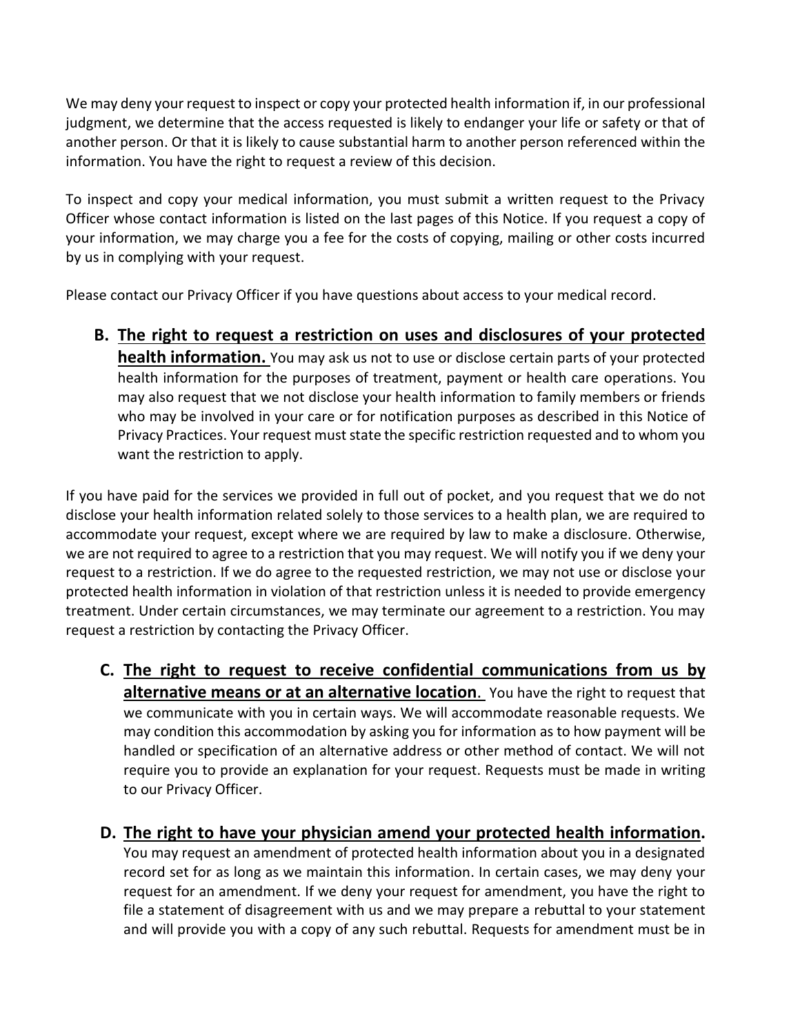We may deny your request to inspect or copy your protected health information if, in our professional judgment, we determine that the access requested is likely to endanger your life or safety or that of another person. Or that it is likely to cause substantial harm to another person referenced within the information. You have the right to request a review of this decision.

To inspect and copy your medical information, you must submit a written request to the Privacy Officer whose contact information is listed on the last pages of this Notice. If you request a copy of your information, we may charge you a fee for the costs of copying, mailing or other costs incurred by us in complying with your request.

Please contact our Privacy Officer if you have questions about access to your medical record.

**B. <u>The right to request a restriction on uses and disclosures of your protected health information.</u>** You may ask us not to use or disclose certain parts of your protected health information for the purposes of treatment, payment or health care operations. You may also request that we not disclose your health information to family members or friends who may be involved in your care or for notification purposes as described in this Notice of Privacy Practices. Your request must state the specific restriction requested and to whom you want the restriction to apply.

If you have paid for the services we provided in full out of pocket, and you request that we do not disclose your health information related solely to those services to a health plan, we are required to accommodate your request, except where we are required by law to make a disclosure. Otherwise, we are not required to agree to a restriction that you may request. We will notify you if we deny your request to a restriction. If we do agree to the requested restriction, we may not use or disclose your protected health information in violation of that restriction unless it is needed to provide emergency treatment. Under certain circumstances, we may terminate our agreement to a restriction. You may request a restriction by contacting the Privacy Officer.

**C. <u>The right to request to receive confidential communications from us by alternative means or at an alternative location</u>.** You have the right to request that we communicate with you in certain ways. We will accommodate reasonable requests. We may condition this accommodation by asking you for information as to how payment will be handled or specification of an alternative address or other method of contact. We will not require you to provide an explanation for your request. Requests must be made in writing to our Privacy Officer.

**D. <u>The right to have your physician amend your protected health information</u>.** You may request an amendment of protected health information about you in a designated record set for as long as we maintain this information. In certain cases, we may deny your request for an amendment. If we deny your request for amendment, you have the right to file a statement of disagreement with us and we may prepare a rebuttal to your statement and will provide you with a copy of any such rebuttal. Requests for amendment must be in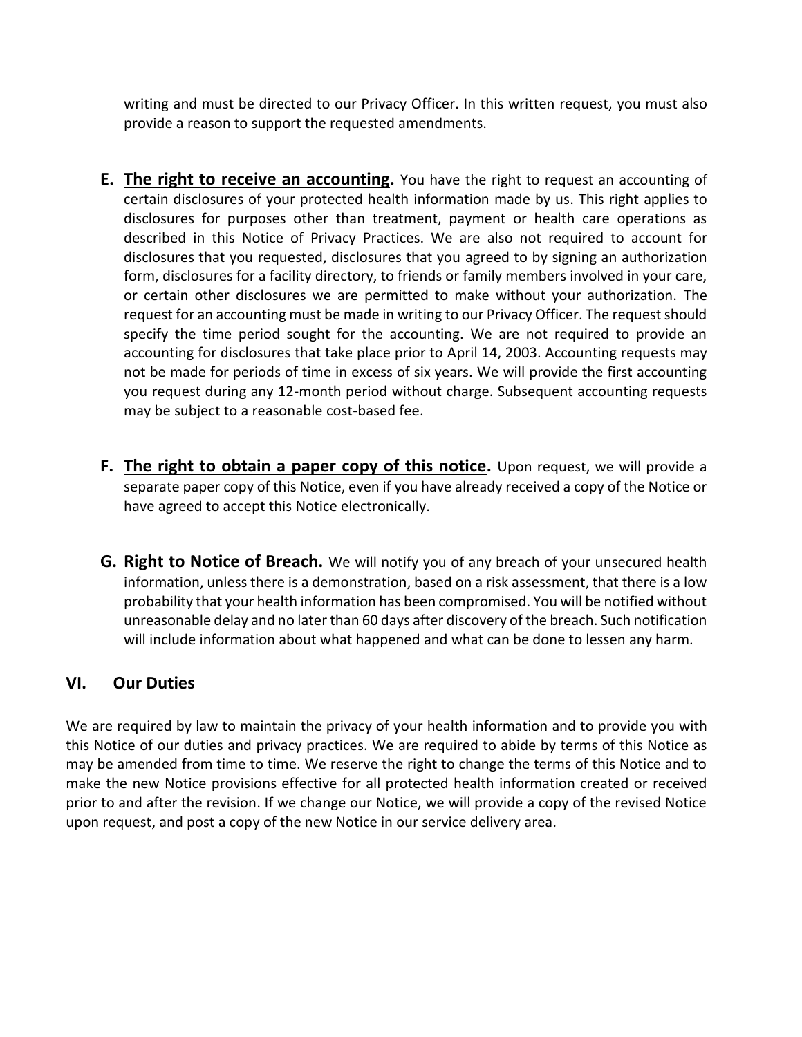writing and must be directed to our Privacy Officer. In this written request, you must also provide a reason to support the requested amendments.

**E. The right to receive an accounting.** You have the right to request an accounting of certain disclosures of your protected health information made by us. This right applies to disclosures for purposes other than treatment, payment or health care operations as described in this Notice of Privacy Practices. We are also not required to account for disclosures that you requested, disclosures that you agreed to by signing an authorization form, disclosures for a facility directory, to friends or family members involved in your care, or certain other disclosures we are permitted to make without your authorization. The request for an accounting must be made in writing to our Privacy Officer. The request should specify the time period sought for the accounting. We are not required to provide an accounting for disclosures that take place prior to April 14, 2003. Accounting requests may not be made for periods of time in excess of six years. We will provide the first accounting you request during any 12-month period without charge. Subsequent accounting requests may be subject to a reasonable cost-based fee.

**F. The right to obtain a paper copy of this notice.** Upon request, we will provide a separate paper copy of this Notice, even if you have already received a copy of the Notice or have agreed to accept this Notice electronically.

**G. Right to Notice of Breach.** We will notify you of any breach of your unsecured health information, unless there is a demonstration, based on a risk assessment, that there is a low probability that your health information has been compromised. You will be notified without unreasonable delay and no later than 60 days after discovery of the breach. Such notification will include information about what happened and what can be done to lessen any harm.

## VI. Our Duties

We are required by law to maintain the privacy of your health information and to provide you with this Notice of our duties and privacy practices. We are required to abide by terms of this Notice as may be amended from time to time. We reserve the right to change the terms of this Notice and to make the new Notice provisions effective for all protected health information created or received prior to and after the revision. If we change our Notice, we will provide a copy of the revised Notice upon request, and post a copy of the new Notice in our service delivery area.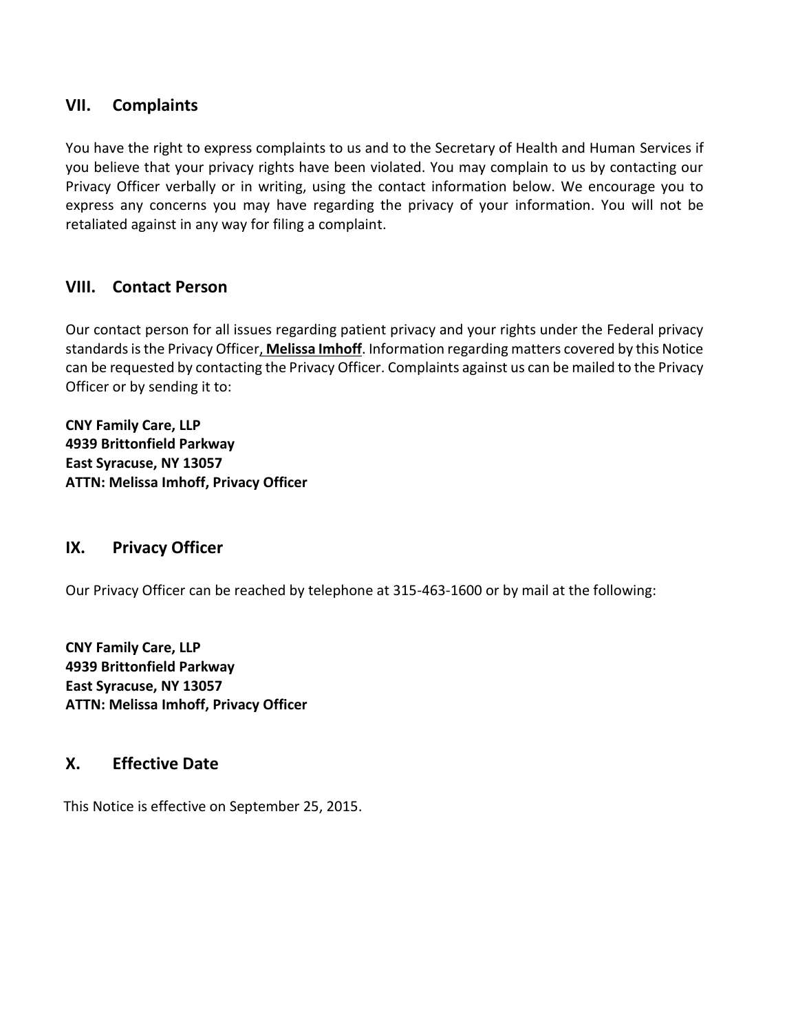## VII. Complaints

You have the right to express complaints to us and to the Secretary of Health and Human Services if you believe that your privacy rights have been violated. You may complain to us by contacting our Privacy Officer verbally or in writing, using the contact information below. We encourage you to express any concerns you may have regarding the privacy of your information. You will not be retaliated against in any way for filing a complaint.

## VIII. Contact Person

Our contact person for all issues regarding patient privacy and your rights under the Federal privacy standards is the Privacy Officer, **Melissa Imhoff**. Information regarding matters covered by this Notice can be requested by contacting the Privacy Officer. Complaints against us can be mailed to the Privacy Officer or by sending it to:

**CNY Family Care, LLP**
**4939 Brittonfield Parkway**
**East Syracuse, NY 13057**
**ATTN: Melissa Imhoff, Privacy Officer**

## IX. Privacy Officer

Our Privacy Officer can be reached by telephone at 315-463-1600 or by mail at the following:

**CNY Family Care, LLP**
**4939 Brittonfield Parkway**
**East Syracuse, NY 13057**
**ATTN: Melissa Imhoff, Privacy Officer**

## X. Effective Date

This Notice is effective on September 25, 2015.